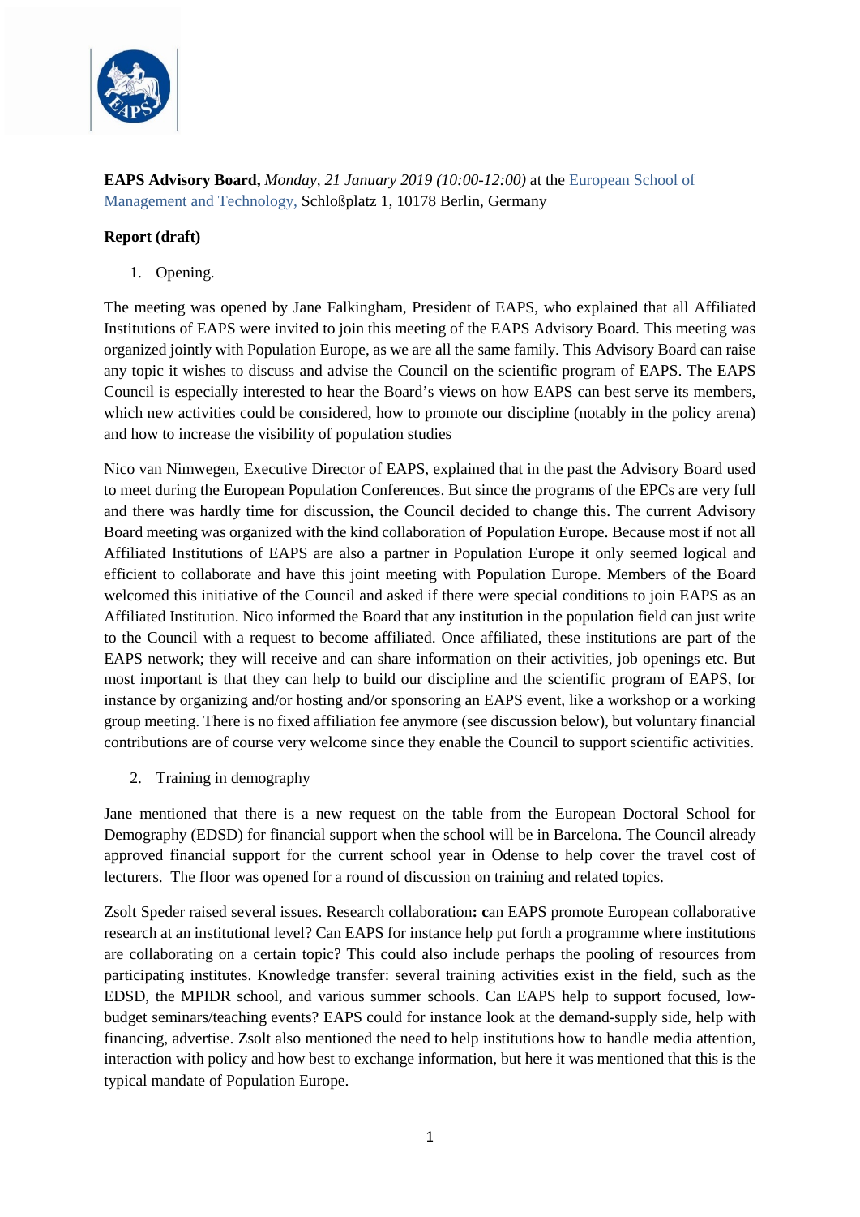**EAPS Advisory Board,** *Monday, 21 January 2019 (10:00-12:00)* at the European School of Management and Technology, Schloßplatz 1, 10178 Berlin, Germany

**Report (draft)**

1. Opening.

The meeting was opened by Jane Falkingham, President of EAPS, who explained that all Affiliated Institutions of EAPS were invited to join this meeting of the EAPS Advisory Board. This meeting was organized jointly with Population Europe, as we are all the same family. This Advisory Board can raise any topic it wishes to discuss and advise the Council on the scientific program of EAPS. The EAPS Council is especially interested to hear the Board's views on how EAPS can best serve its members, which new activities could be considered, how to promote our discipline (notably in the policy arena) and how to increase the visibility of population studies

Nico van Nimwegen, Executive Director of EAPS, explained that in the past the Advisory Board used to meet during the European Population Conferences. But since the programs of the EPCs are very full and there was hardly time for discussion, the Council decided to change this. The current Advisory Board meeting was organized with the kind collaboration of Population Europe. Because most if not all Affiliated Institutions of EAPS are also a partner in Population Europe it only seemed logical and efficient to collaborate and have this joint meeting with Population Europe. Members of the Board welcomed this initiative of the Council and asked if there were special conditions to join EAPS as an Affiliated Institution. Nico informed the Board that any institution in the population field can just write to the Council with a request to become affiliated. Once affiliated, these institutions are part of the EAPS network; they will receive and can share information on their activities, job openings etc. But most important is that they can help to build our discipline and the scientific program of EAPS, for instance by organizing and/or hosting and/or sponsoring an EAPS event, like a workshop or a working group meeting. There is no fixed affiliation fee anymore (see discussion below), but voluntary financial contributions are of course very welcome since they enable the Council to support scientific activities.

2. Training in demography

Jane mentioned that there is a new request on the table from the European Doctoral School for Demography (EDSD) for financial support when the school will be in Barcelona. The Council already approved financial support for the current school year in Odense to help cover the travel cost of lecturers. The floor was opened for a round of discussion on training and related topics.

Zsolt Speder raised several issues. Research collaboration**: c**an EAPS promote European collaborative research at an institutional level? Can EAPS for instance help put forth a programme where institutions are collaborating on a certain topic? This could also include perhaps the pooling of resources from participating institutes. Knowledge transfer: several training activities exist in the field, such as the EDSD, the MPIDR school, and various summer schools. Can EAPS help to support focused, low-budget seminars/teaching events? EAPS could for instance look at the demand-supply side, help with financing, advertise. Zsolt also mentioned the need to help institutions how to handle media attention, interaction with policy and how best to exchange information, but here it was mentioned that this is the typical mandate of Population Europe.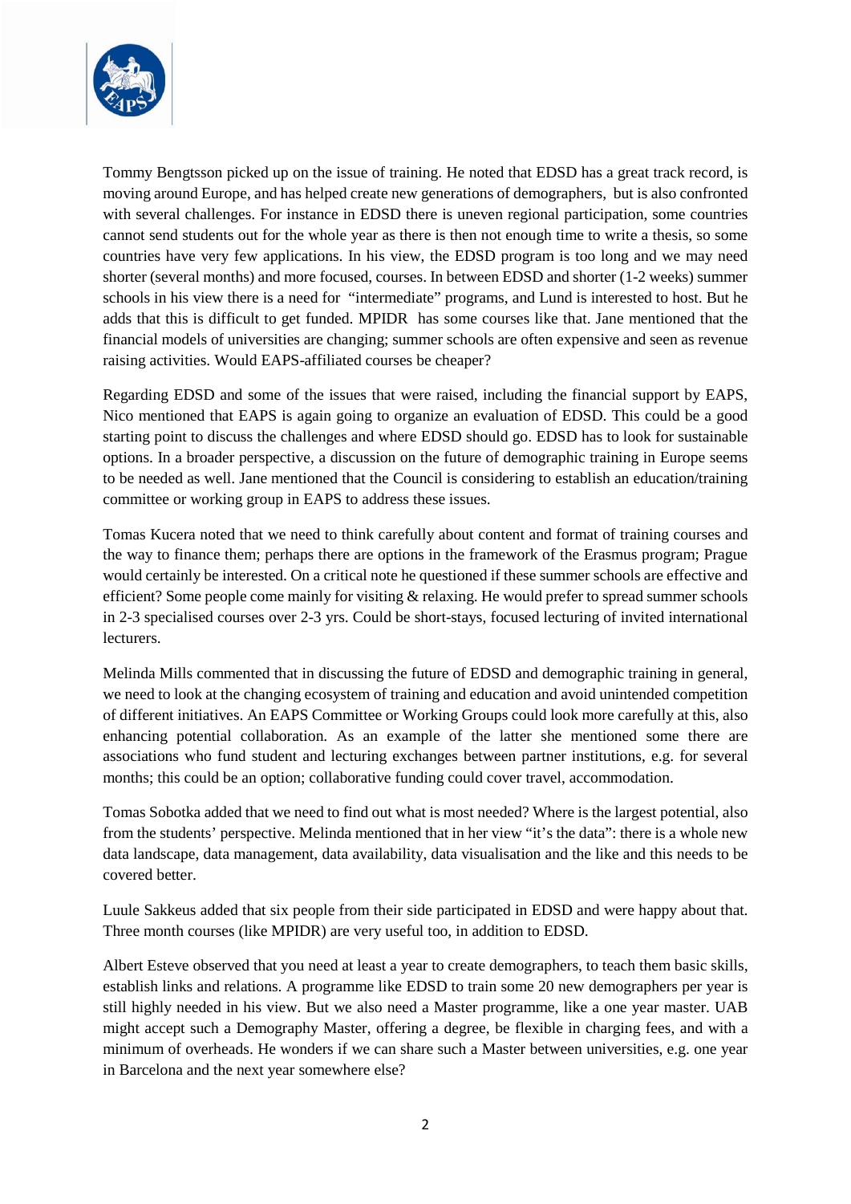Tommy Bengtsson picked up on the issue of training. He noted that EDSD has a great track record, is moving around Europe, and has helped create new generations of demographers, but is also confronted with several challenges. For instance in EDSD there is uneven regional participation, some countries cannot send students out for the whole year as there is then not enough time to write a thesis, so some countries have very few applications. In his view, the EDSD program is too long and we may need shorter (several months) and more focused, courses. In between EDSD and shorter (1-2 weeks) summer schools in his view there is a need for "intermediate" programs, and Lund is interested to host. But he adds that this is difficult to get funded. MPIDR has some courses like that. Jane mentioned that the financial models of universities are changing; summer schools are often expensive and seen as revenue raising activities. Would EAPS-affiliated courses be cheaper?

Regarding EDSD and some of the issues that were raised, including the financial support by EAPS, Nico mentioned that EAPS is again going to organize an evaluation of EDSD. This could be a good starting point to discuss the challenges and where EDSD should go. EDSD has to look for sustainable options. In a broader perspective, a discussion on the future of demographic training in Europe seems to be needed as well. Jane mentioned that the Council is considering to establish an education/training committee or working group in EAPS to address these issues.

Tomas Kucera noted that we need to think carefully about content and format of training courses and the way to finance them; perhaps there are options in the framework of the Erasmus program; Prague would certainly be interested. On a critical note he questioned if these summer schools are effective and efficient? Some people come mainly for visiting & relaxing. He would prefer to spread summer schools in 2-3 specialised courses over 2-3 yrs. Could be short-stays, focused lecturing of invited international lecturers.

Melinda Mills commented that in discussing the future of EDSD and demographic training in general, we need to look at the changing ecosystem of training and education and avoid unintended competition of different initiatives. An EAPS Committee or Working Groups could look more carefully at this, also enhancing potential collaboration. As an example of the latter she mentioned some there are associations who fund student and lecturing exchanges between partner institutions, e.g. for several months; this could be an option; collaborative funding could cover travel, accommodation.

Tomas Sobotka added that we need to find out what is most needed? Where is the largest potential, also from the students' perspective. Melinda mentioned that in her view "it's the data": there is a whole new data landscape, data management, data availability, data visualisation and the like and this needs to be covered better.

Luule Sakkeus added that six people from their side participated in EDSD and were happy about that. Three month courses (like MPIDR) are very useful too, in addition to EDSD.

Albert Esteve observed that you need at least a year to create demographers, to teach them basic skills, establish links and relations. A programme like EDSD to train some 20 new demographers per year is still highly needed in his view. But we also need a Master programme, like a one year master. UAB might accept such a Demography Master, offering a degree, be flexible in charging fees, and with a minimum of overheads. He wonders if we can share such a Master between universities, e.g. one year in Barcelona and the next year somewhere else?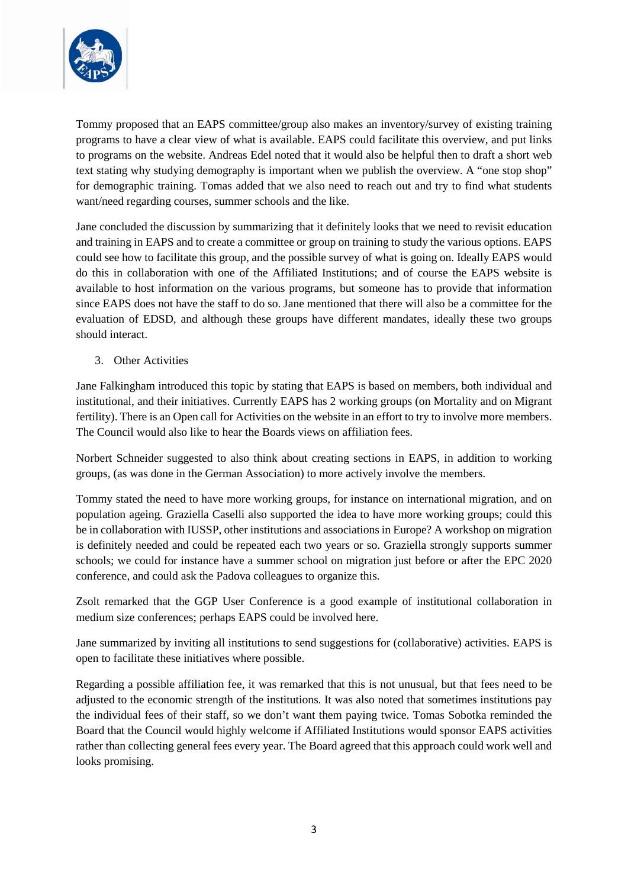Tommy proposed that an EAPS committee/group also makes an inventory/survey of existing training programs to have a clear view of what is available. EAPS could facilitate this overview, and put links to programs on the website. Andreas Edel noted that it would also be helpful then to draft a short web text stating why studying demography is important when we publish the overview. A "one stop shop" for demographic training. Tomas added that we also need to reach out and try to find what students want/need regarding courses, summer schools and the like.

Jane concluded the discussion by summarizing that it definitely looks that we need to revisit education and training in EAPS and to create a committee or group on training to study the various options. EAPS could see how to facilitate this group, and the possible survey of what is going on. Ideally EAPS would do this in collaboration with one of the Affiliated Institutions; and of course the EAPS website is available to host information on the various programs, but someone has to provide that information since EAPS does not have the staff to do so. Jane mentioned that there will also be a committee for the evaluation of EDSD, and although these groups have different mandates, ideally these two groups should interact.

3. Other Activities

Jane Falkingham introduced this topic by stating that EAPS is based on members, both individual and institutional, and their initiatives. Currently EAPS has 2 working groups (on Mortality and on Migrant fertility). There is an Open call for Activities on the website in an effort to try to involve more members. The Council would also like to hear the Boards views on affiliation fees.

Norbert Schneider suggested to also think about creating sections in EAPS, in addition to working groups, (as was done in the German Association) to more actively involve the members.

Tommy stated the need to have more working groups, for instance on international migration, and on population ageing. Graziella Caselli also supported the idea to have more working groups; could this be in collaboration with IUSSP, other institutions and associations in Europe? A workshop on migration is definitely needed and could be repeated each two years or so. Graziella strongly supports summer schools; we could for instance have a summer school on migration just before or after the EPC 2020 conference, and could ask the Padova colleagues to organize this.

Zsolt remarked that the GGP User Conference is a good example of institutional collaboration in medium size conferences; perhaps EAPS could be involved here.

Jane summarized by inviting all institutions to send suggestions for (collaborative) activities. EAPS is open to facilitate these initiatives where possible.

Regarding a possible affiliation fee, it was remarked that this is not unusual, but that fees need to be adjusted to the economic strength of the institutions. It was also noted that sometimes institutions pay the individual fees of their staff, so we don't want them paying twice. Tomas Sobotka reminded the Board that the Council would highly welcome if Affiliated Institutions would sponsor EAPS activities rather than collecting general fees every year. The Board agreed that this approach could work well and looks promising.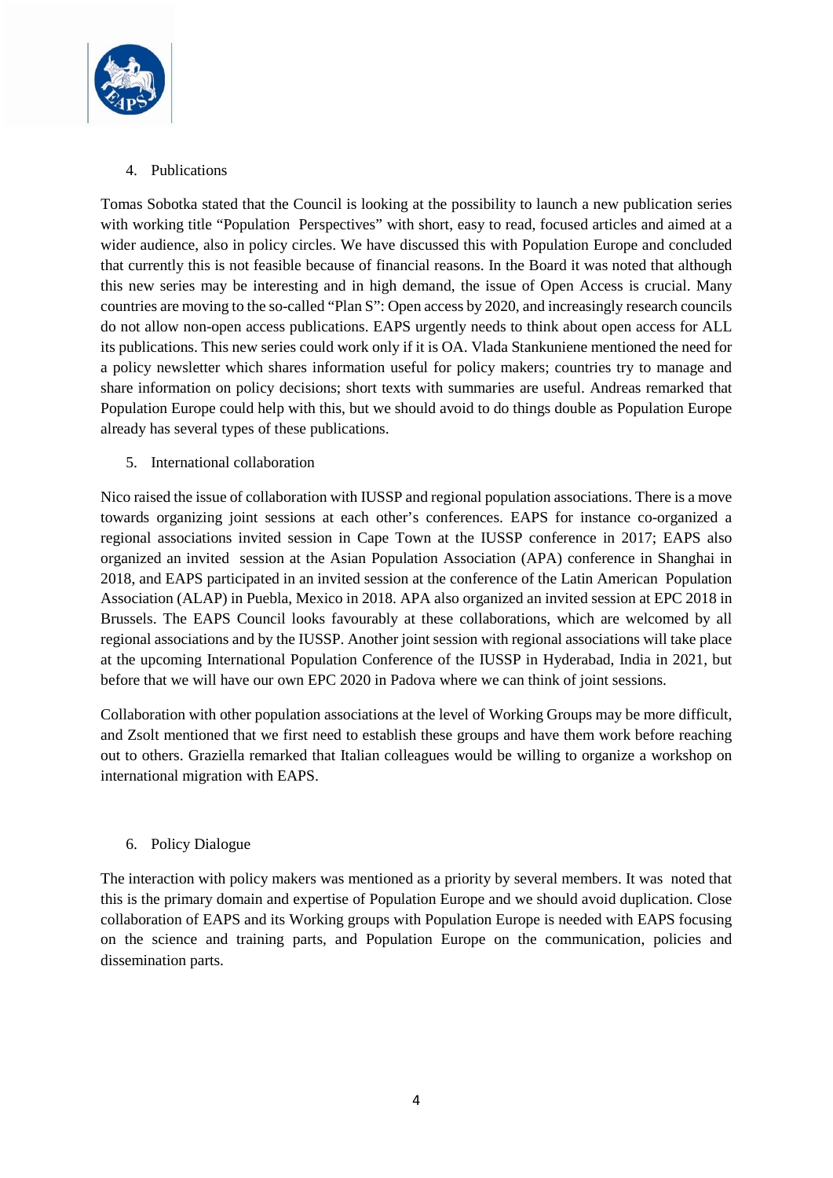4. Publications

Tomas Sobotka stated that the Council is looking at the possibility to launch a new publication series with working title "Population Perspectives" with short, easy to read, focused articles and aimed at a wider audience, also in policy circles. We have discussed this with Population Europe and concluded that currently this is not feasible because of financial reasons. In the Board it was noted that although this new series may be interesting and in high demand, the issue of Open Access is crucial. Many countries are moving to the so-called "Plan S": Open access by 2020, and increasingly research councils do not allow non-open access publications. EAPS urgently needs to think about open access for ALL its publications. This new series could work only if it is OA. Vlada Stankuniene mentioned the need for a policy newsletter which shares information useful for policy makers; countries try to manage and share information on policy decisions; short texts with summaries are useful. Andreas remarked that Population Europe could help with this, but we should avoid to do things double as Population Europe already has several types of these publications.

5. International collaboration

Nico raised the issue of collaboration with IUSSP and regional population associations. There is a move towards organizing joint sessions at each other's conferences. EAPS for instance co-organized a regional associations invited session in Cape Town at the IUSSP conference in 2017; EAPS also organized an invited session at the Asian Population Association (APA) conference in Shanghai in 2018, and EAPS participated in an invited session at the conference of the Latin American Population Association (ALAP) in Puebla, Mexico in 2018. APA also organized an invited session at EPC 2018 in Brussels. The EAPS Council looks favourably at these collaborations, which are welcomed by all regional associations and by the IUSSP. Another joint session with regional associations will take place at the upcoming International Population Conference of the IUSSP in Hyderabad, India in 2021, but before that we will have our own EPC 2020 in Padova where we can think of joint sessions.

Collaboration with other population associations at the level of Working Groups may be more difficult, and Zsolt mentioned that we first need to establish these groups and have them work before reaching out to others. Graziella remarked that Italian colleagues would be willing to organize a workshop on international migration with EAPS.

6. Policy Dialogue

The interaction with policy makers was mentioned as a priority by several members. It was noted that this is the primary domain and expertise of Population Europe and we should avoid duplication. Close collaboration of EAPS and its Working groups with Population Europe is needed with EAPS focusing on the science and training parts, and Population Europe on the communication, policies and dissemination parts.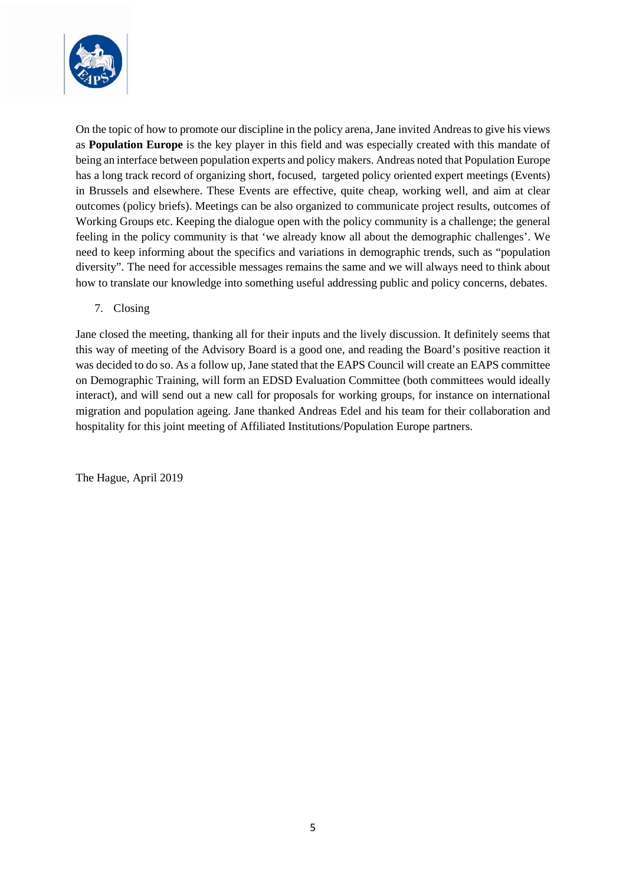On the topic of how to promote our discipline in the policy arena, Jane invited Andreas to give his views as **Population Europe** is the key player in this field and was especially created with this mandate of being an interface between population experts and policy makers. Andreas noted that Population Europe has a long track record of organizing short, focused, targeted policy oriented expert meetings (Events) in Brussels and elsewhere. These Events are effective, quite cheap, working well, and aim at clear outcomes (policy briefs). Meetings can be also organized to communicate project results, outcomes of Working Groups etc. Keeping the dialogue open with the policy community is a challenge; the general feeling in the policy community is that 'we already know all about the demographic challenges'. We need to keep informing about the specifics and variations in demographic trends, such as "population diversity". The need for accessible messages remains the same and we will always need to think about how to translate our knowledge into something useful addressing public and policy concerns, debates.

7. Closing

Jane closed the meeting, thanking all for their inputs and the lively discussion. It definitely seems that this way of meeting of the Advisory Board is a good one, and reading the Board's positive reaction it was decided to do so. As a follow up, Jane stated that the EAPS Council will create an EAPS committee on Demographic Training, will form an EDSD Evaluation Committee (both committees would ideally interact), and will send out a new call for proposals for working groups, for instance on international migration and population ageing. Jane thanked Andreas Edel and his team for their collaboration and hospitality for this joint meeting of Affiliated Institutions/Population Europe partners.

The Hague, April 2019